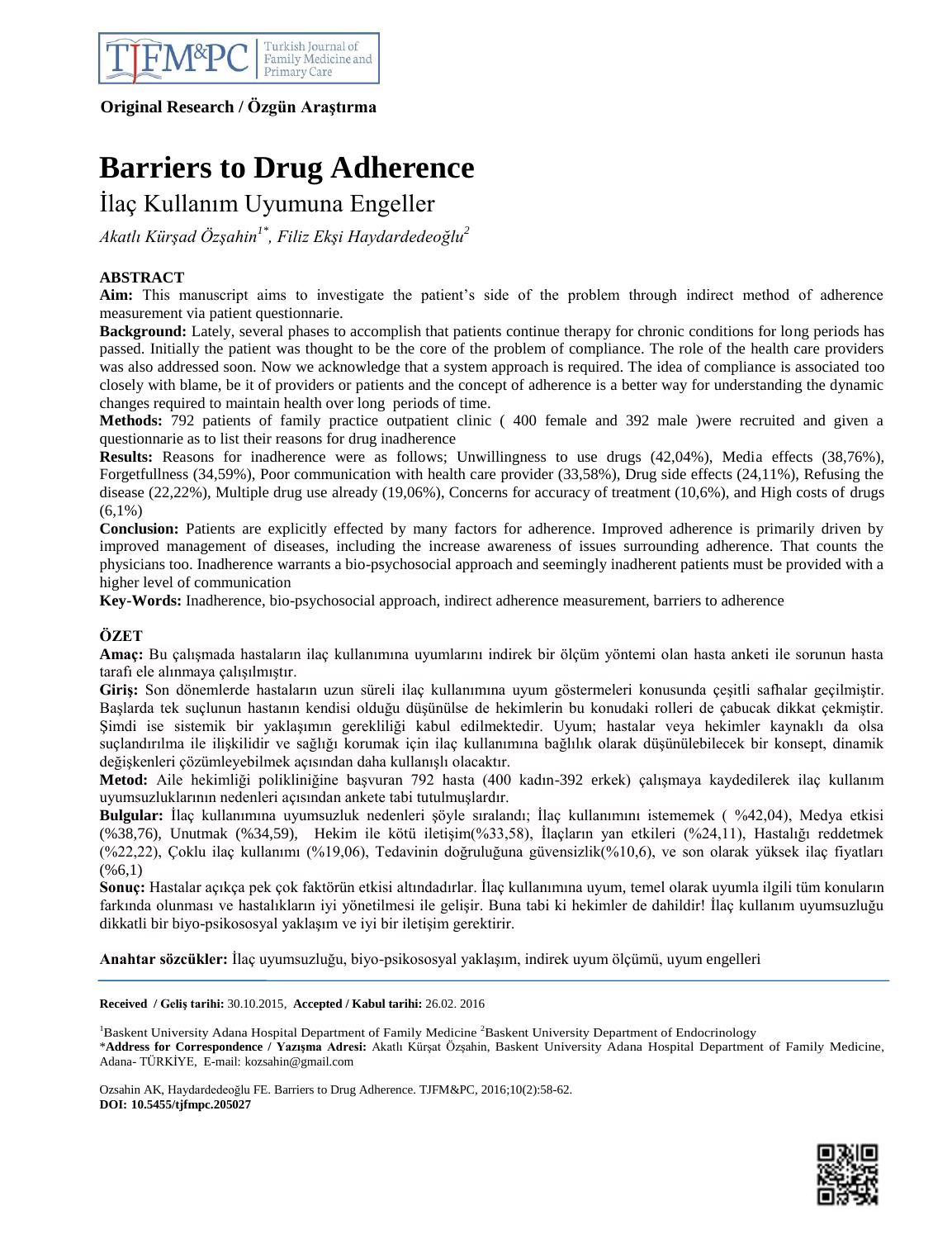**Original Research / Özgün Araştırma**

# Barriers to Drug Adherence

## İlaç Kullanım Uyumuna Engeller

*Akatlı Kürşad Özşahin[1*], Filiz Ekşi Haydardedeoğlu[2]*

### ABSTRACT

**Aim:** This manuscript aims to investigate the patient's side of the problem through indirect method of adherence measurement via patient questionnarie.

**Background:** Lately, several phases to accomplish that patients continue therapy for chronic conditions for long periods has passed. Initially the patient was thought to be the core of the problem of compliance. The role of the health care providers was also addressed soon. Now we acknowledge that a system approach is required. The idea of compliance is associated too closely with blame, be it of providers or patients and the concept of adherence is a better way for understanding the dynamic changes required to maintain health over long periods of time.

**Methods:** 792 patients of family practice outpatient clinic ( 400 female and 392 male )were recruited and given a questionnarie as to list their reasons for drug inadherence

**Results:** Reasons for inadherence were as follows; Unwillingness to use drugs (42,04%), Media effects (38,76%), Forgetfullness (34,59%), Poor communication with health care provider (33,58%), Drug side effects (24,11%), Refusing the disease (22,22%), Multiple drug use already (19,06%), Concerns for accuracy of treatment (10,6%), and High costs of drugs (6,1%)

**Conclusion:** Patients are explicitly effected by many factors for adherence. Improved adherence is primarily driven by improved management of diseases, including the increase awareness of issues surrounding adherence. That counts the physicians too. Inadherence warrants a bio-psychosocial approach and seemingly inadherent patients must be provided with a higher level of communication

**Key-Words:** Inadherence, bio-psychosocial approach, indirect adherence measurement, barriers to adherence

### ÖZET

**Amaç:** Bu çalışmada hastaların ilaç kullanımına uyumlarını indirek bir ölçüm yöntemi olan hasta anketi ile sorunun hasta tarafı ele alınmaya çalışılmıştır.

**Giriş:** Son dönemlerde hastaların uzun süreli ilaç kullanımına uyum göstermeleri konusunda çeşitli safhalar geçilmiştir. Başlarda tek suçlunun hastanın kendisi olduğu düşünülse de hekimlerin bu konudaki rolleri de çabucak dikkat çekmiştir. Şimdi ise sistemik bir yaklaşımın gerekliliği kabul edilmektedir. Uyum; hastalar veya hekimler kaynaklı da olsa suçlandırılma ile ilişkilidir ve sağlığı korumak için ilaç kullanımına bağlılık olarak düşünülebilecek bir konsept, dinamik değişkenleri çözümleyebilmek açısından daha kullanışlı olacaktır.

**Metod:** Aile hekimliği polikliniğine başvuran 792 hasta (400 kadın-392 erkek) çalışmaya kaydedilerek ilaç kullanım uyumsuzluklarının nedenleri açısından ankete tabi tutulmuşlardır.

**Bulgular:** İlaç kullanımına uyumsuzluk nedenleri şöyle sıralandı; İlaç kullanımını istememek ( %42,04), Medya etkisi (%38,76), Unutmak (%34,59), Hekim ile kötü iletişim(%33,58), İlaçların yan etkileri (%24,11), Hastalığı reddetmek (%22,22), Çoklu ilaç kullanımı (%19,06), Tedavinin doğruluğuna güvensizlik(%10,6), ve son olarak yüksek ilaç fiyatları (%6,1)

**Sonuç:** Hastalar açıkça pek çok faktörün etkisi altındadırlar. İlaç kullanımına uyum, temel olarak uyumla ilgili tüm konuların farkında olunması ve hastalıkların iyi yönetilmesi ile gelişir. Buna tabi ki hekimler de dahildir! İlaç kullanım uyumsuzluğu dikkatli bir biyo-psikososyal yaklaşım ve iyi bir iletişim gerektirir.

**Anahtar sözcükler:** İlaç uyumsuzluğu, biyo-psikososyal yaklaşım, indirek uyum ölçümü, uyum engelleri

---

**Received / Geliş tarihi:** 30.10.2015, **Accepted / Kabul tarihi:** 26.02. 2016

[1]Baskent University Adana Hospital Department of Family Medicine [2]Baskent University Department of Endocrinology

*__Address for Correspondence / Yazışma Adresi:__ Akatlı Kürşat Özşahin, Baskent University Adana Hospital Department of Family Medicine, Adana- TÜRKİYE, E-mail: kozsahin@gmail.com

Ozsahin AK, Haydardedeoğlu FE. Barriers to Drug Adherence. TJFM&PC, 2016;10(2):58-62.

**DOI: 10.5455/tjfmpc.205027**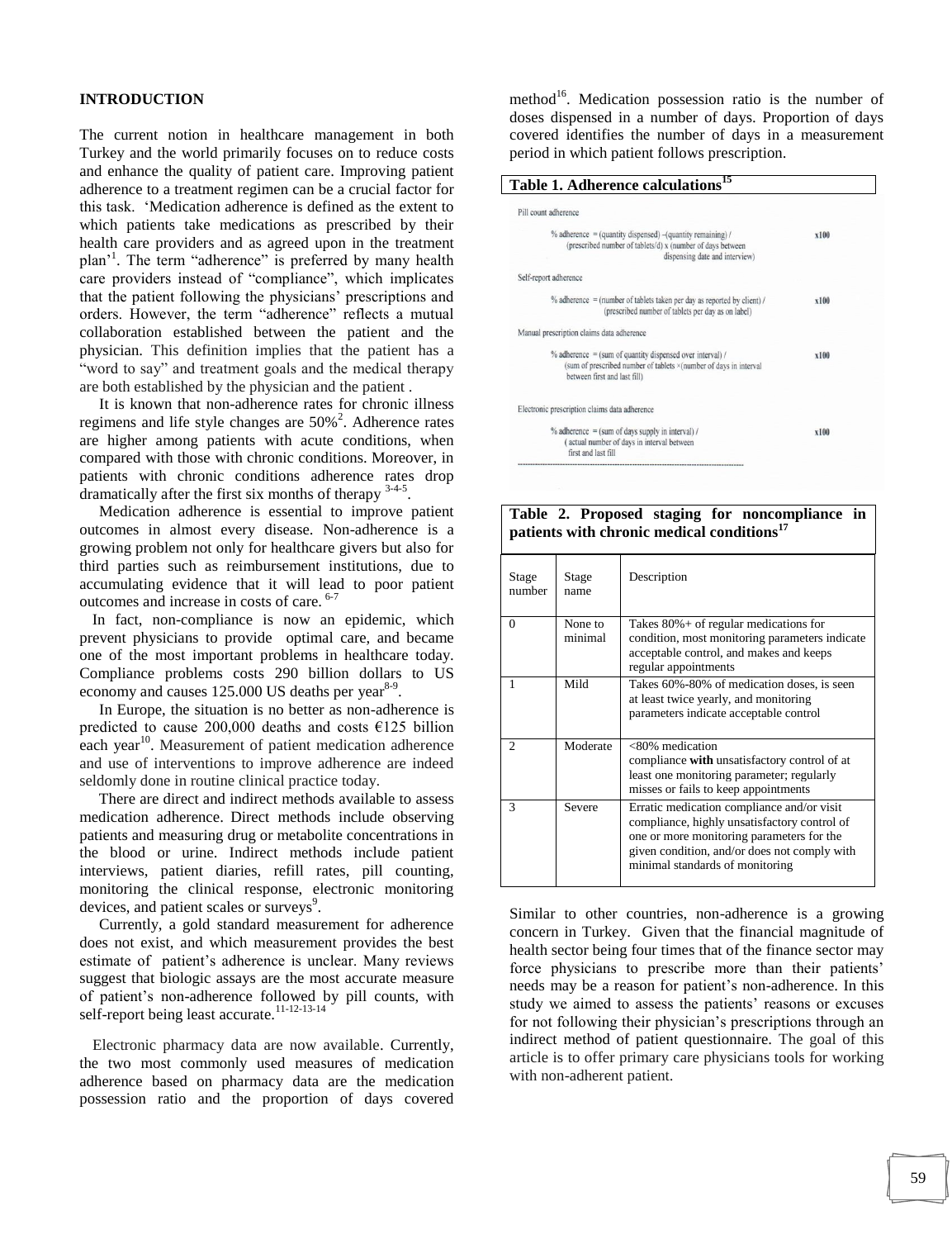## INTRODUCTION

The current notion in healthcare management in both Turkey and the world primarily focuses on to reduce costs and enhance the quality of patient care. Improving patient adherence to a treatment regimen can be a crucial factor for this task. 'Medication adherence is defined as the extent to which patients take medications as prescribed by their health care providers and as agreed upon in the treatment plan'[1]. The term "adherence" is preferred by many health care providers instead of "compliance", which implicates that the patient following the physicians' prescriptions and orders. However, the term "adherence" reflects a mutual collaboration established between the patient and the physician. This definition implies that the patient has a "word to say" and treatment goals and the medical therapy are both established by the physician and the patient .

It is known that non-adherence rates for chronic illness regimens and life style changes are 50%[2]. Adherence rates are higher among patients with acute conditions, when compared with those with chronic conditions. Moreover, in patients with chronic conditions adherence rates drop dramatically after the first six months of therapy [3-4-5].

Medication adherence is essential to improve patient outcomes in almost every disease. Non-adherence is a growing problem not only for healthcare givers but also for third parties such as reimbursement institutions, due to accumulating evidence that it will lead to poor patient outcomes and increase in costs of care. [6-7]

In fact, non-compliance is now an epidemic, which prevent physicians to provide optimal care, and became one of the most important problems in healthcare today. Compliance problems costs 290 billion dollars to US economy and causes 125.000 US deaths per year[8-9].

In Europe, the situation is no better as non-adherence is predicted to cause 200,000 deaths and costs €125 billion each year[10]. Measurement of patient medication adherence and use of interventions to improve adherence are indeed seldomly done in routine clinical practice today.

There are direct and indirect methods available to assess medication adherence. Direct methods include observing patients and measuring drug or metabolite concentrations in the blood or urine. Indirect methods include patient interviews, patient diaries, refill rates, pill counting, monitoring the clinical response, electronic monitoring devices, and patient scales or surveys[9].

Currently, a gold standard measurement for adherence does not exist, and which measurement provides the best estimate of patient's adherence is unclear. Many reviews suggest that biologic assays are the most accurate measure of patient's non-adherence followed by pill counts, with self-report being least accurate.[11-12-13-14]

Electronic pharmacy data are now available. Currently, the two most commonly used measures of medication adherence based on pharmacy data are the medication possession ratio and the proportion of days covered method[16]. Medication possession ratio is the number of doses dispensed in a number of days. Proportion of days covered identifies the number of days in a measurement period in which patient follows prescription.

**Table 1. Adherence calculations[15]**

Pill count adherence

% adherence = (quantity dispensed) −(quantity remaining) / (prescribed number of tablets/d) x (number of days between dispensing date and interview) x100

Self-report adherence

% adherence = (number of tablets taken per day as reported by client) / (prescribed number of tablets per day as on label) x100

Manual prescription claims data adherence

% adherence = (sum of quantity dispensed over interval) / (sum of prescribed number of tablets ×(number of days in interval between first and last fill) x100

Electronic prescription claims data adherence

% adherence = (sum of days supply in interval) / ( actual number of days in interval between first and last fill x100

**Table 2. Proposed staging for noncompliance in patients with chronic medical conditions[17]**

| Stage number | Stage name | Description |
|---|---|---|
| 0 | None to minimal | Takes 80%+ of regular medications for condition, most monitoring parameters indicate acceptable control, and makes and keeps regular appointments |
| 1 | Mild | Takes 60%-80% of medication doses, is seen at least twice yearly, and monitoring parameters indicate acceptable control |
| 2 | Moderate | <80% medication compliance **with** unsatisfactory control of at least one monitoring parameter; regularly misses or fails to keep appointments |
| 3 | Severe | Erratic medication compliance and/or visit compliance, highly unsatisfactory control of one or more monitoring parameters for the given condition, and/or does not comply with minimal standards of monitoring |

Similar to other countries, non-adherence is a growing concern in Turkey. Given that the financial magnitude of health sector being four times that of the finance sector may force physicians to prescribe more than their patients' needs may be a reason for patient's non-adherence. In this study we aimed to assess the patients' reasons or excuses for not following their physician's prescriptions through an indirect method of patient questionnaire. The goal of this article is to offer primary care physicians tools for working with non-adherent patient.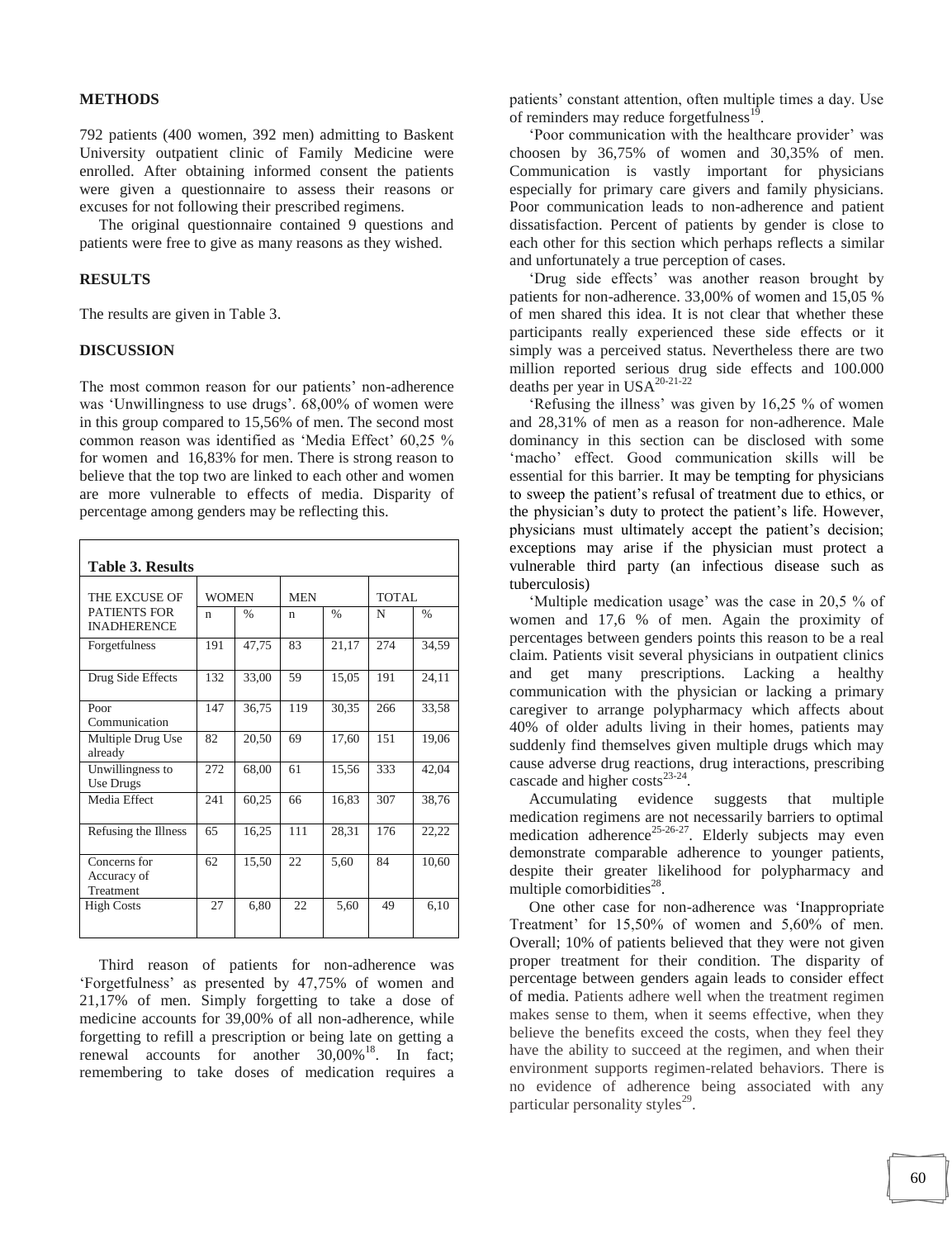## METHODS

792 patients (400 women, 392 men) admitting to Baskent University outpatient clinic of Family Medicine were enrolled. After obtaining informed consent the patients were given a questionnaire to assess their reasons or excuses for not following their prescribed regimens.

The original questionnaire contained 9 questions and patients were free to give as many reasons as they wished.

## RESULTS

The results are given in Table 3.

## DISCUSSION

The most common reason for our patients' non-adherence was 'Unwillingness to use drugs'. 68,00% of women were in this group compared to 15,56% of men. The second most common reason was identified as 'Media Effect' 60,25 % for women and 16,83% for men. There is strong reason to believe that the top two are linked to each other and women are more vulnerable to effects of media. Disparity of percentage among genders may be reflecting this.

**Table 3. Results**

| THE EXCUSE OF PATIENTS FOR INADHERENCE | WOMEN | | MEN | | TOTAL | |
|---|---|---|---|---|---|---|
| | n | % | n | % | N | % |
| Forgetfulness | 191 | 47,75 | 83 | 21,17 | 274 | 34,59 |
| Drug Side Effects | 132 | 33,00 | 59 | 15,05 | 191 | 24,11 |
| Poor Communication | 147 | 36,75 | 119 | 30,35 | 266 | 33,58 |
| Multiple Drug Use already | 82 | 20,50 | 69 | 17,60 | 151 | 19,06 |
| Unwillingness to Use Drugs | 272 | 68,00 | 61 | 15,56 | 333 | 42,04 |
| Media Effect | 241 | 60,25 | 66 | 16,83 | 307 | 38,76 |
| Refusing the Illness | 65 | 16,25 | 111 | 28,31 | 176 | 22,22 |
| Concerns for Accuracy of Treatment | 62 | 15,50 | 22 | 5,60 | 84 | 10,60 |
| High Costs | 27 | 6,80 | 22 | 5,60 | 49 | 6,10 |

Third reason of patients for non-adherence was 'Forgetfulness' as presented by 47,75% of women and 21,17% of men. Simply forgetting to take a dose of medicine accounts for 39,00% of all non-adherence, while forgetting to refill a prescription or being late on getting a renewal accounts for another 30,00%[18]. In fact; remembering to take doses of medication requires a patients' constant attention, often multiple times a day. Use of reminders may reduce forgetfulness[19].

'Poor communication with the healthcare provider' was choosen by 36,75% of women and 30,35% of men. Communication is vastly important for physicians especially for primary care givers and family physicians. Poor communication leads to non-adherence and patient dissatisfaction. Percent of patients by gender is close to each other for this section which perhaps reflects a similar and unfortunately a true perception of cases.

'Drug side effects' was another reason brought by patients for non-adherence. 33,00% of women and 15,05 % of men shared this idea. It is not clear that whether these participants really experienced these side effects or it simply was a perceived status. Nevertheless there are two million reported serious drug side effects and 100.000 deaths per year in USA[20-21-22]

'Refusing the illness' was given by 16,25 % of women and 28,31% of men as a reason for non-adherence. Male dominancy in this section can be disclosed with some 'macho' effect. Good communication skills will be essential for this barrier. It may be tempting for physicians to sweep the patient's refusal of treatment due to ethics, or the physician's duty to protect the patient's life. However, physicians must ultimately accept the patient's decision; exceptions may arise if the physician must protect a vulnerable third party (an infectious disease such as tuberculosis)

'Multiple medication usage' was the case in 20,5 % of women and 17,6 % of men. Again the proximity of percentages between genders points this reason to be a real claim. Patients visit several physicians in outpatient clinics and get many prescriptions. Lacking a healthy communication with the physician or lacking a primary caregiver to arrange polypharmacy which affects about 40% of older adults living in their homes, patients may suddenly find themselves given multiple drugs which may cause adverse drug reactions, drug interactions, prescribing cascade and higher costs[23-24].

Accumulating evidence suggests that multiple medication regimens are not necessarily barriers to optimal medication adherence[25-26-27]. Elderly subjects may even demonstrate comparable adherence to younger patients, despite their greater likelihood for polypharmacy and multiple comorbidities[28].

One other case for non-adherence was 'Inappropriate Treatment' for 15,50% of women and 5,60% of men. Overall; 10% of patients believed that they were not given proper treatment for their condition. The disparity of percentage between genders again leads to consider effect of media. Patients adhere well when the treatment regimen makes sense to them, when it seems effective, when they believe the benefits exceed the costs, when they feel they have the ability to succeed at the regimen, and when their environment supports regimen-related behaviors. There is no evidence of adherence being associated with any particular personality styles[29].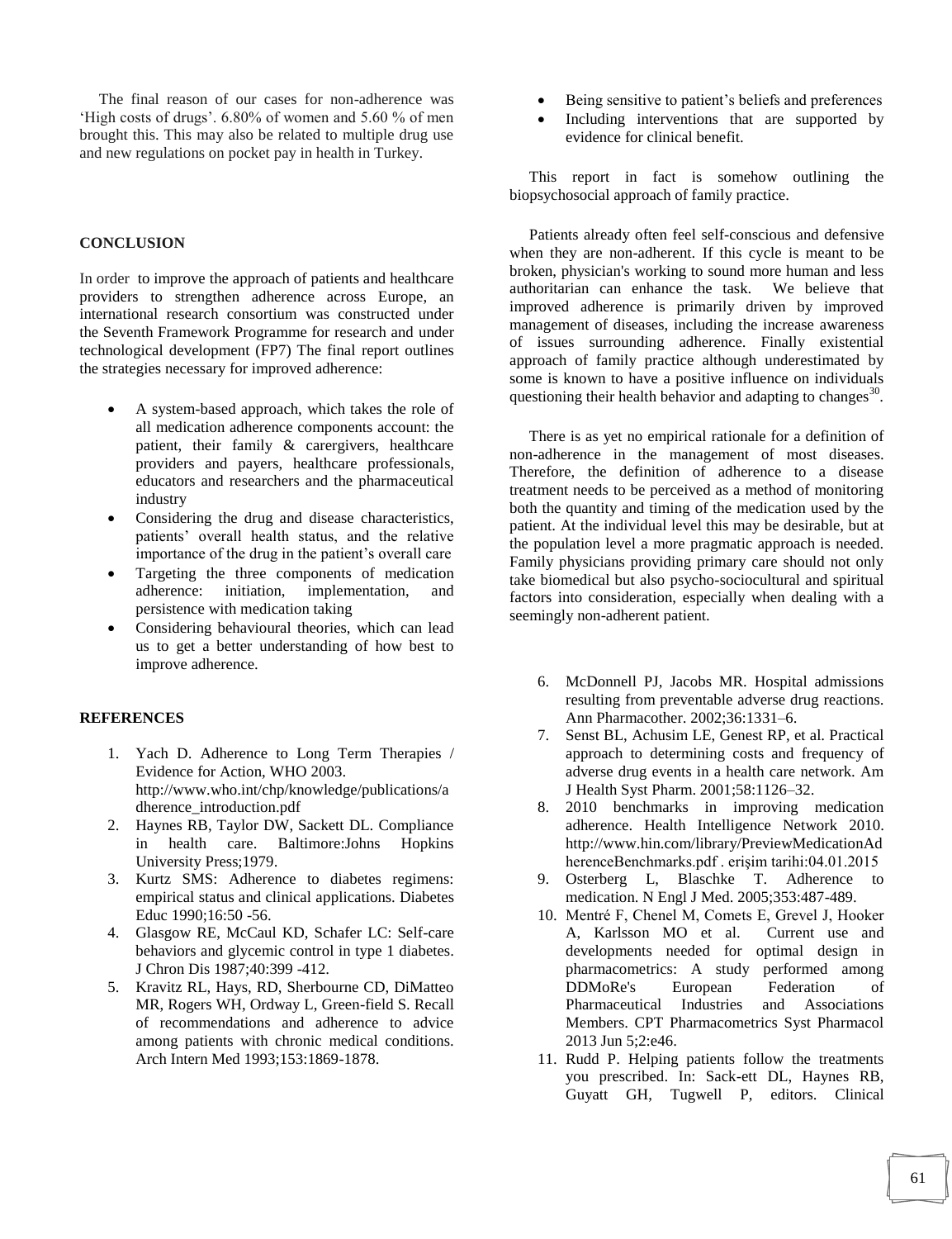The final reason of our cases for non-adherence was 'High costs of drugs'. 6.80% of women and 5.60 % of men brought this. This may also be related to multiple drug use and new regulations on pocket pay in health in Turkey.

## CONCLUSION

In order to improve the approach of patients and healthcare providers to strengthen adherence across Europe, an international research consortium was constructed under the Seventh Framework Programme for research and under technological development (FP7) The final report outlines the strategies necessary for improved adherence:

- A system-based approach, which takes the role of all medication adherence components account: the patient, their family & carergivers, healthcare providers and payers, healthcare professionals, educators and researchers and the pharmaceutical industry
- Considering the drug and disease characteristics, patients' overall health status, and the relative importance of the drug in the patient's overall care
- Targeting the three components of medication adherence: initiation, implementation, and persistence with medication taking
- Considering behavioural theories, which can lead us to get a better understanding of how best to improve adherence.
- Being sensitive to patient's beliefs and preferences
- Including interventions that are supported by evidence for clinical benefit.

This report in fact is somehow outlining the biopsychosocial approach of family practice.

Patients already often feel self-conscious and defensive when they are non-adherent. If this cycle is meant to be broken, physician's working to sound more human and less authoritarian can enhance the task. We believe that improved adherence is primarily driven by improved management of diseases, including the increase awareness of issues surrounding adherence. Finally existential approach of family practice although underestimated by some is known to have a positive influence on individuals questioning their health behavior and adapting to changes[30].

There is as yet no empirical rationale for a definition of non-adherence in the management of most diseases. Therefore, the definition of adherence to a disease treatment needs to be perceived as a method of monitoring both the quantity and timing of the medication used by the patient. At the individual level this may be desirable, but at the population level a more pragmatic approach is needed. Family physicians providing primary care should not only take biomedical but also psycho-sociocultural and spiritual factors into consideration, especially when dealing with a seemingly non-adherent patient.

## REFERENCES

1. Yach D. Adherence to Long Term Therapies / Evidence for Action, WHO 2003. http://www.who.int/chp/knowledge/publications/adherence_introduction.pdf
2. Haynes RB, Taylor DW, Sackett DL. Compliance in health care. Baltimore:Johns Hopkins University Press;1979.
3. Kurtz SMS: Adherence to diabetes regimens: empirical status and clinical applications. Diabetes Educ 1990;16:50 -56.
4. Glasgow RE, McCaul KD, Schafer LC: Self-care behaviors and glycemic control in type 1 diabetes. J Chron Dis 1987;40:399 -412.
5. Kravitz RL, Hays, RD, Sherbourne CD, DiMatteo MR, Rogers WH, Ordway L, Green-field S. Recall of recommendations and adherence to advice among patients with chronic medical conditions. Arch Intern Med 1993;153:1869-1878.
6. McDonnell PJ, Jacobs MR. Hospital admissions resulting from preventable adverse drug reactions. Ann Pharmacother. 2002;36:1331–6.
7. Senst BL, Achusim LE, Genest RP, et al. Practical approach to determining costs and frequency of adverse drug events in a health care network. Am J Health Syst Pharm. 2001;58:1126–32.
8. 2010 benchmarks in improving medication adherence. Health Intelligence Network 2010. http://www.hin.com/library/PreviewMedicationAdherenceBenchmarks.pdf . erişim tarihi:04.01.2015
9. Osterberg L, Blaschke T. Adherence to medication. N Engl J Med. 2005;353:487-489.
10. Mentré F, Chenel M, Comets E, Grevel J, Hooker A, Karlsson MO et al. Current use and developments needed for optimal design in pharmacometrics: A study performed among DDMoRe's European Federation of Pharmaceutical Industries and Associations Members. CPT Pharmacometrics Syst Pharmacol 2013 Jun 5;2:e46.
11. Rudd P. Helping patients follow the treatments you prescribed. In: Sack-ett DL, Haynes RB, Guyatt GH, Tugwell P, editors. Clinical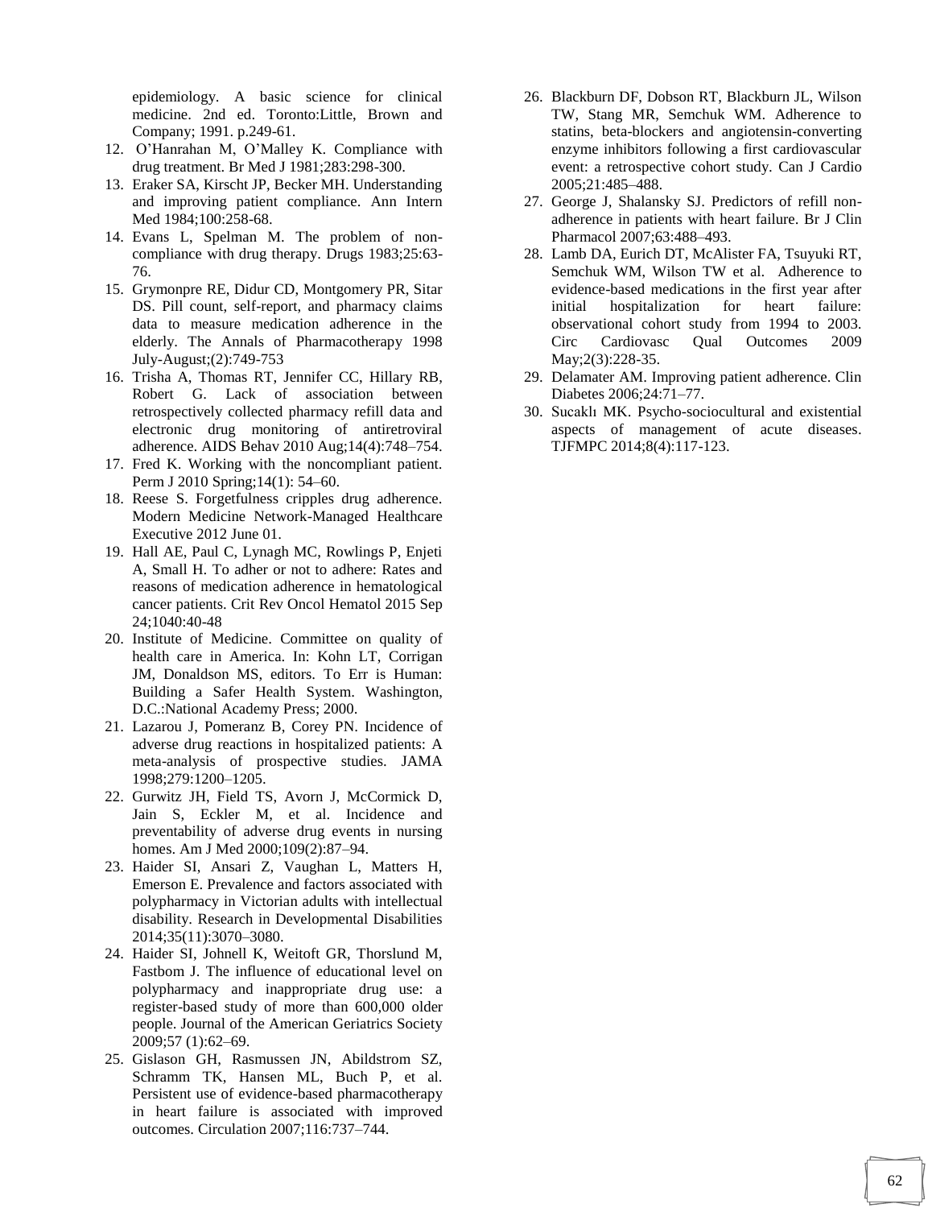epidemiology. A basic science for clinical medicine. 2nd ed. Toronto:Little, Brown and Company; 1991. p.249-61.

12. O'Hanrahan M, O'Malley K. Compliance with drug treatment. Br Med J 1981;283:298-300.
13. Eraker SA, Kirscht JP, Becker MH. Understanding and improving patient compliance. Ann Intern Med 1984;100:258-68.
14. Evans L, Spelman M. The problem of non-compliance with drug therapy. Drugs 1983;25:63-76.
15. Grymonpre RE, Didur CD, Montgomery PR, Sitar DS. Pill count, self-report, and pharmacy claims data to measure medication adherence in the elderly. The Annals of Pharmacotherapy 1998 July-August;(2):749-753
16. Trisha A, Thomas RT, Jennifer CC, Hillary RB, Robert G. Lack of association between retrospectively collected pharmacy refill data and electronic drug monitoring of antiretroviral adherence. AIDS Behav 2010 Aug;14(4):748–754.
17. Fred K. Working with the noncompliant patient. Perm J 2010 Spring;14(1): 54–60.
18. Reese S. Forgetfulness cripples drug adherence. Modern Medicine Network-Managed Healthcare Executive 2012 June 01.
19. Hall AE, Paul C, Lynagh MC, Rowlings P, Enjeti A, Small H. To adher or not to adhere: Rates and reasons of medication adherence in hematological cancer patients. Crit Rev Oncol Hematol 2015 Sep 24;1040:40-48
20. Institute of Medicine. Committee on quality of health care in America. In: Kohn LT, Corrigan JM, Donaldson MS, editors. To Err is Human: Building a Safer Health System. Washington, D.C.:National Academy Press; 2000.
21. Lazarou J, Pomeranz B, Corey PN. Incidence of adverse drug reactions in hospitalized patients: A meta-analysis of prospective studies. JAMA 1998;279:1200–1205.
22. Gurwitz JH, Field TS, Avorn J, McCormick D, Jain S, Eckler M, et al. Incidence and preventability of adverse drug events in nursing homes. Am J Med 2000;109(2):87–94.
23. Haider SI, Ansari Z, Vaughan L, Matters H, Emerson E. Prevalence and factors associated with polypharmacy in Victorian adults with intellectual disability. Research in Developmental Disabilities 2014;35(11):3070–3080.
24. Haider SI, Johnell K, Weitoft GR, Thorslund M, Fastbom J. The influence of educational level on polypharmacy and inappropriate drug use: a register-based study of more than 600,000 older people. Journal of the American Geriatrics Society 2009;57 (1):62–69.
25. Gislason GH, Rasmussen JN, Abildstrom SZ, Schramm TK, Hansen ML, Buch P, et al. Persistent use of evidence-based pharmacotherapy in heart failure is associated with improved outcomes. Circulation 2007;116:737–744.
26. Blackburn DF, Dobson RT, Blackburn JL, Wilson TW, Stang MR, Semchuk WM. Adherence to statins, beta-blockers and angiotensin-converting enzyme inhibitors following a first cardiovascular event: a retrospective cohort study. Can J Cardio 2005;21:485–488.
27. George J, Shalansky SJ. Predictors of refill non-adherence in patients with heart failure. Br J Clin Pharmacol 2007;63:488–493.
28. Lamb DA, Eurich DT, McAlister FA, Tsuyuki RT, Semchuk WM, Wilson TW et al. Adherence to evidence-based medications in the first year after initial hospitalization for heart failure: observational cohort study from 1994 to 2003. Circ Cardiovasc Qual Outcomes 2009 May;2(3):228-35.
29. Delamater AM. Improving patient adherence. Clin Diabetes 2006;24:71–77.
30. Sucaklı MK. Psycho-sociocultural and existential aspects of management of acute diseases. TJFMPC 2014;8(4):117-123.